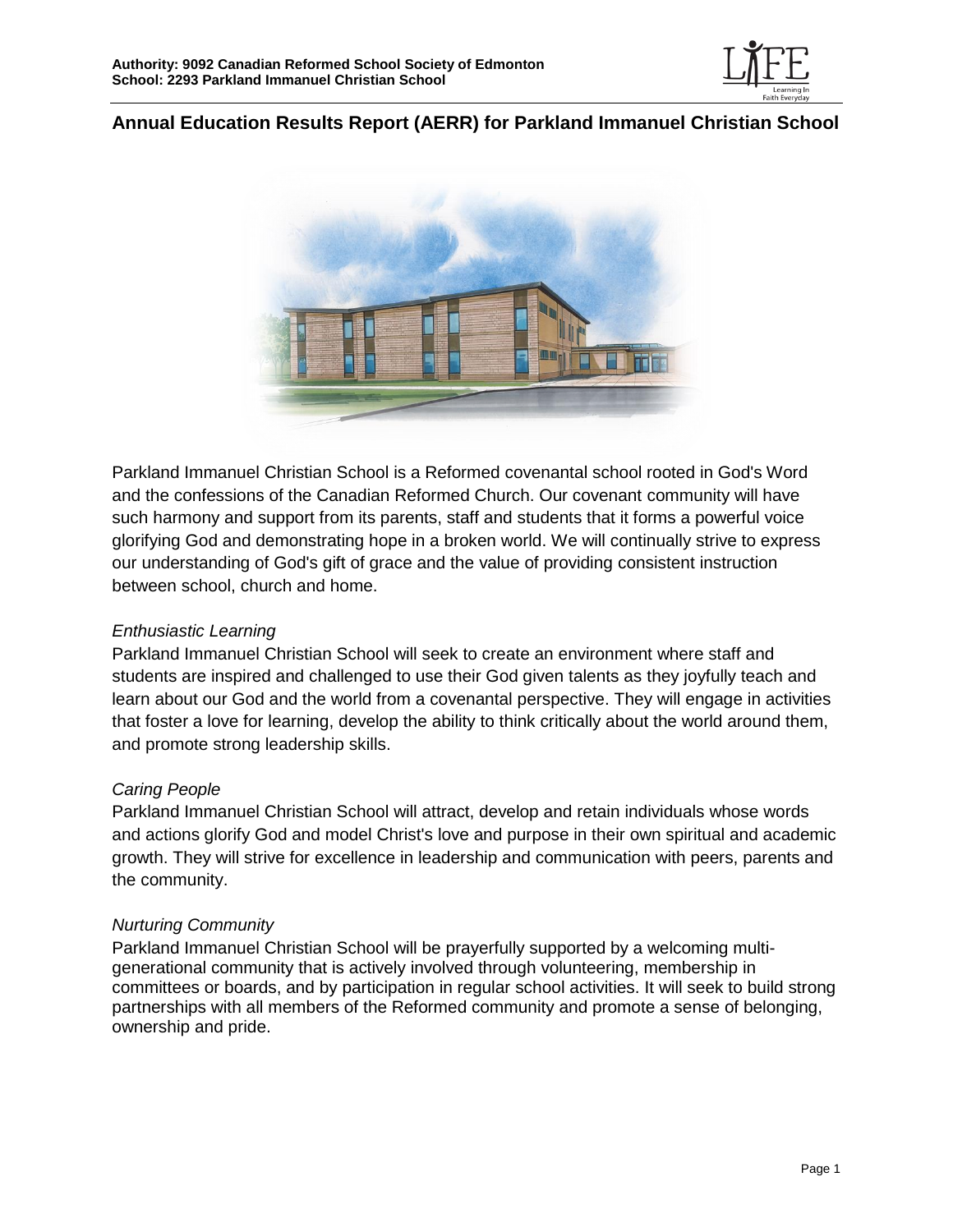**Authority: 9092 Canadian Reformed School Society of Edmonton**
**School: 2293 Parkland Immanuel Christian School**

# Annual Education Results Report (AERR) for Parkland Immanuel Christian School

Parkland Immanuel Christian School is a Reformed covenantal school rooted in God's Word and the confessions of the Canadian Reformed Church. Our covenant community will have such harmony and support from its parents, staff and students that it forms a powerful voice glorifying God and demonstrating hope in a broken world. We will continually strive to express our understanding of God's gift of grace and the value of providing consistent instruction between school, church and home.

*Enthusiastic Learning*

Parkland Immanuel Christian School will seek to create an environment where staff and students are inspired and challenged to use their God given talents as they joyfully teach and learn about our God and the world from a covenantal perspective. They will engage in activities that foster a love for learning, develop the ability to think critically about the world around them, and promote strong leadership skills.

*Caring People*

Parkland Immanuel Christian School will attract, develop and retain individuals whose words and actions glorify God and model Christ's love and purpose in their own spiritual and academic growth. They will strive for excellence in leadership and communication with peers, parents and the community.

*Nurturing Community*

Parkland Immanuel Christian School will be prayerfully supported by a welcoming multi-generational community that is actively involved through volunteering, membership in committees or boards, and by participation in regular school activities. It will seek to build strong partnerships with all members of the Reformed community and promote a sense of belonging, ownership and pride.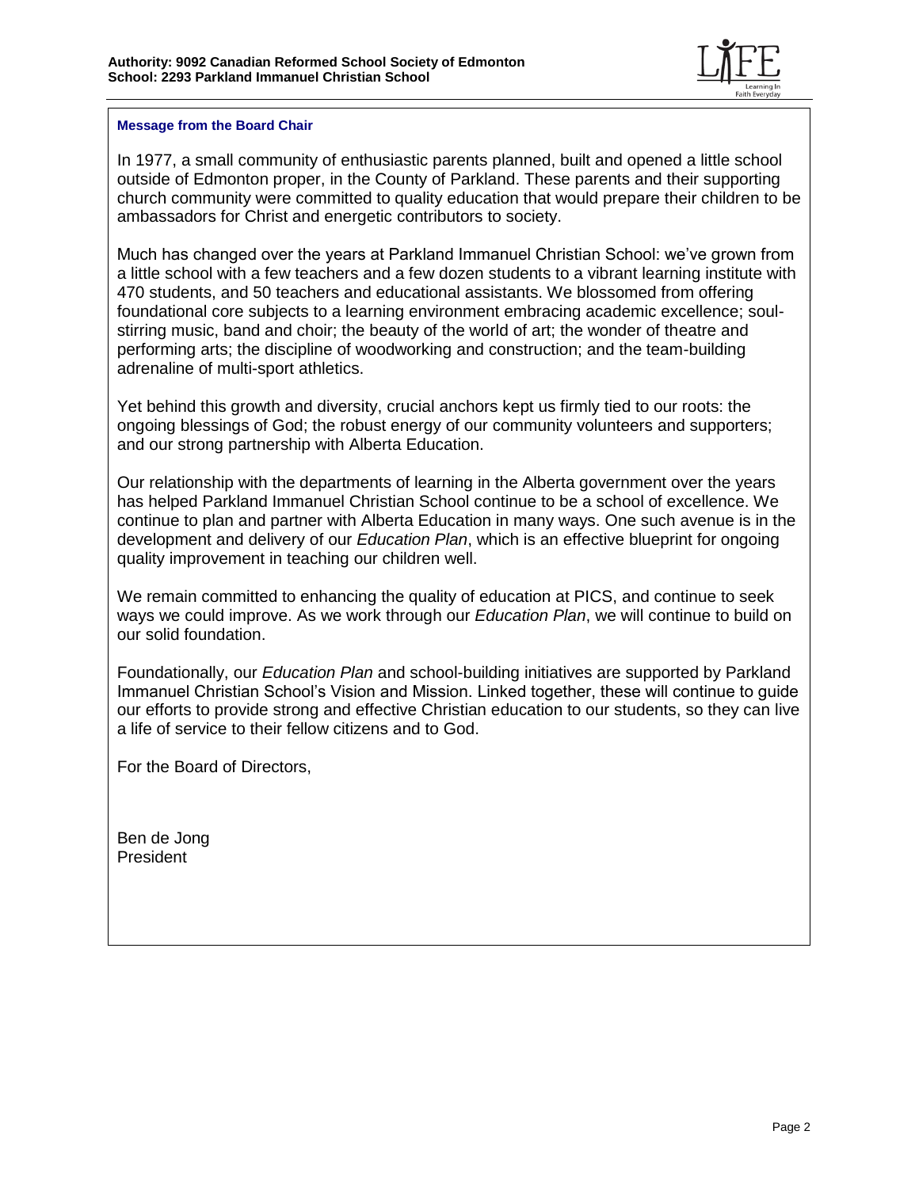### Message from the Board Chair

In 1977, a small community of enthusiastic parents planned, built and opened a little school outside of Edmonton proper, in the County of Parkland. These parents and their supporting church community were committed to quality education that would prepare their children to be ambassadors for Christ and energetic contributors to society.

Much has changed over the years at Parkland Immanuel Christian School: we've grown from a little school with a few teachers and a few dozen students to a vibrant learning institute with 470 students, and 50 teachers and educational assistants. We blossomed from offering foundational core subjects to a learning environment embracing academic excellence; soul-stirring music, band and choir; the beauty of the world of art; the wonder of theatre and performing arts; the discipline of woodworking and construction; and the team-building adrenaline of multi-sport athletics.

Yet behind this growth and diversity, crucial anchors kept us firmly tied to our roots: the ongoing blessings of God; the robust energy of our community volunteers and supporters; and our strong partnership with Alberta Education.

Our relationship with the departments of learning in the Alberta government over the years has helped Parkland Immanuel Christian School continue to be a school of excellence. We continue to plan and partner with Alberta Education in many ways. One such avenue is in the development and delivery of our *Education Plan*, which is an effective blueprint for ongoing quality improvement in teaching our children well.

We remain committed to enhancing the quality of education at PICS, and continue to seek ways we could improve. As we work through our *Education Plan*, we will continue to build on our solid foundation.

Foundationally, our *Education Plan* and school-building initiatives are supported by Parkland Immanuel Christian School's Vision and Mission. Linked together, these will continue to guide our efforts to provide strong and effective Christian education to our students, so they can live a life of service to their fellow citizens and to God.

For the Board of Directors,

Ben de Jong
President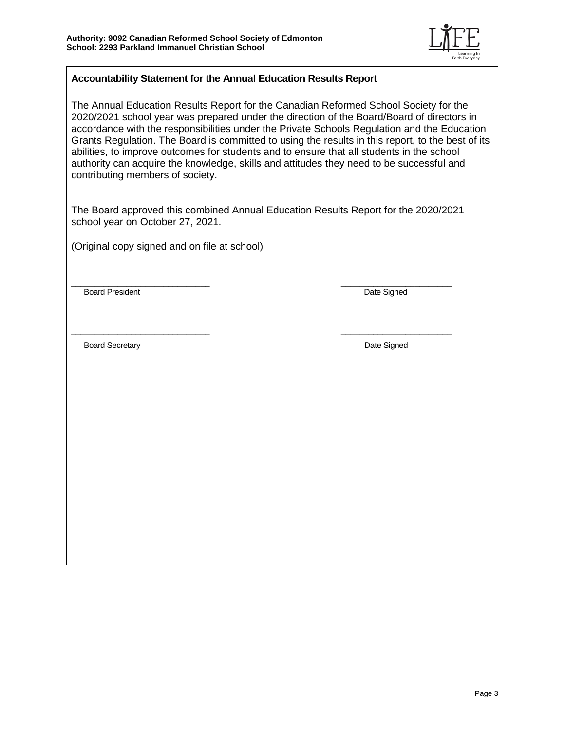## Accountability Statement for the Annual Education Results Report

The Annual Education Results Report for the Canadian Reformed School Society for the 2020/2021 school year was prepared under the direction of the Board/Board of directors in accordance with the responsibilities under the Private Schools Regulation and the Education Grants Regulation. The Board is committed to using the results in this report, to the best of its abilities, to improve outcomes for students and to ensure that all students in the school authority can acquire the knowledge, skills and attitudes they need to be successful and contributing members of society.

The Board approved this combined Annual Education Results Report for the 2020/2021 school year on October 27, 2021.

(Original copy signed and on file at school)

\_\_\_\_\_\_\_\_\_\_\_\_\_\_\_\_\_\_\_\_\_\_\_\_\_\_\_\_ \_\_\_\_\_\_\_\_\_\_\_\_\_\_\_\_\_\_\_\_\_\_\_\_

Board President Date Signed

\_\_\_\_\_\_\_\_\_\_\_\_\_\_\_\_\_\_\_\_\_\_\_\_\_\_\_\_ \_\_\_\_\_\_\_\_\_\_\_\_\_\_\_\_\_\_\_\_\_\_\_\_

Board Secretary Date Signed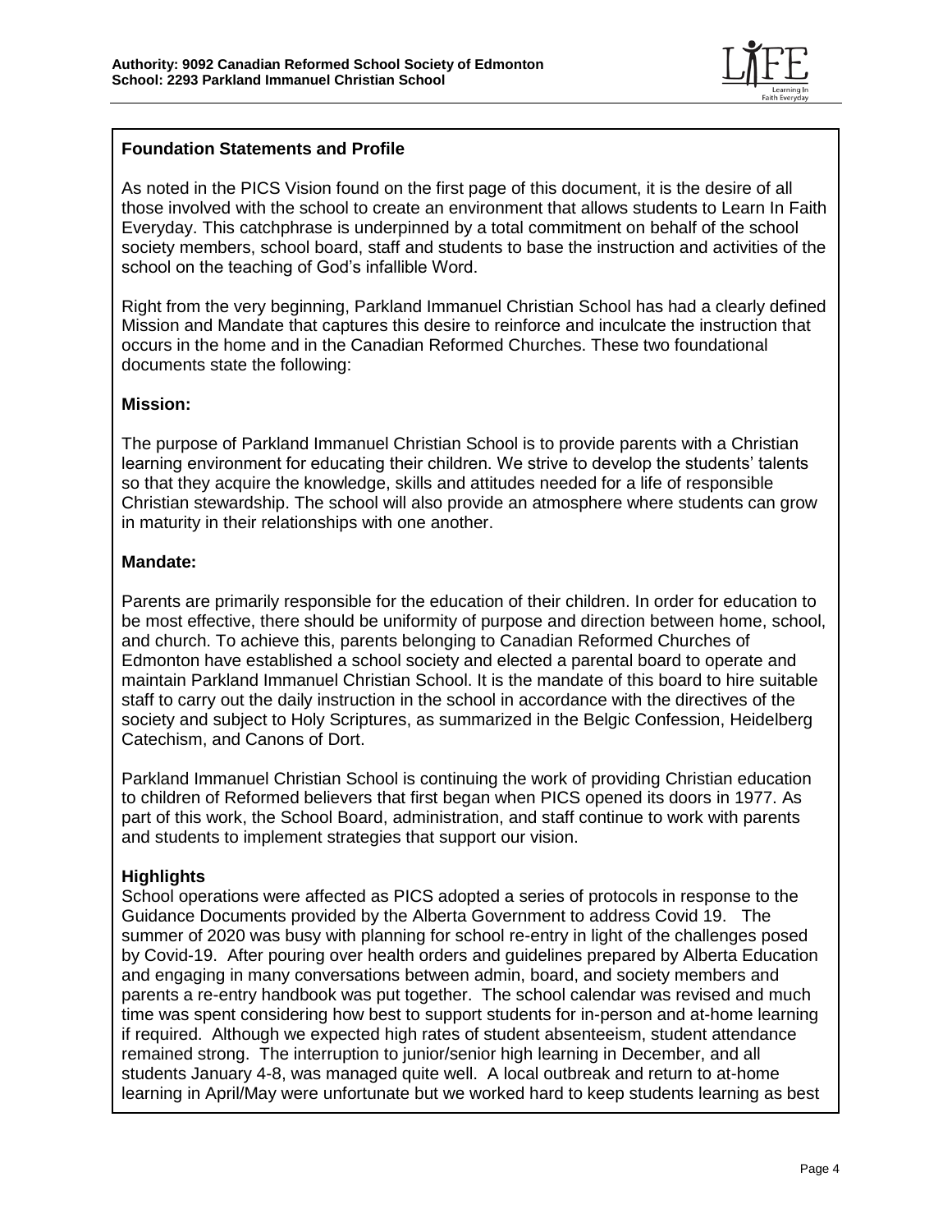## Foundation Statements and Profile

As noted in the PICS Vision found on the first page of this document, it is the desire of all those involved with the school to create an environment that allows students to Learn In Faith Everyday. This catchphrase is underpinned by a total commitment on behalf of the school society members, school board, staff and students to base the instruction and activities of the school on the teaching of God's infallible Word.

Right from the very beginning, Parkland Immanuel Christian School has had a clearly defined Mission and Mandate that captures this desire to reinforce and inculcate the instruction that occurs in the home and in the Canadian Reformed Churches. These two foundational documents state the following:

### Mission:

The purpose of Parkland Immanuel Christian School is to provide parents with a Christian learning environment for educating their children. We strive to develop the students' talents so that they acquire the knowledge, skills and attitudes needed for a life of responsible Christian stewardship. The school will also provide an atmosphere where students can grow in maturity in their relationships with one another.

### Mandate:

Parents are primarily responsible for the education of their children. In order for education to be most effective, there should be uniformity of purpose and direction between home, school, and church. To achieve this, parents belonging to Canadian Reformed Churches of Edmonton have established a school society and elected a parental board to operate and maintain Parkland Immanuel Christian School. It is the mandate of this board to hire suitable staff to carry out the daily instruction in the school in accordance with the directives of the society and subject to Holy Scriptures, as summarized in the Belgic Confession, Heidelberg Catechism, and Canons of Dort.

Parkland Immanuel Christian School is continuing the work of providing Christian education to children of Reformed believers that first began when PICS opened its doors in 1977. As part of this work, the School Board, administration, and staff continue to work with parents and students to implement strategies that support our vision.

### Highlights

School operations were affected as PICS adopted a series of protocols in response to the Guidance Documents provided by the Alberta Government to address Covid 19. The summer of 2020 was busy with planning for school re-entry in light of the challenges posed by Covid-19. After pouring over health orders and guidelines prepared by Alberta Education and engaging in many conversations between admin, board, and society members and parents a re-entry handbook was put together. The school calendar was revised and much time was spent considering how best to support students for in-person and at-home learning if required. Although we expected high rates of student absenteeism, student attendance remained strong. The interruption to junior/senior high learning in December, and all students January 4-8, was managed quite well. A local outbreak and return to at-home learning in April/May were unfortunate but we worked hard to keep students learning as best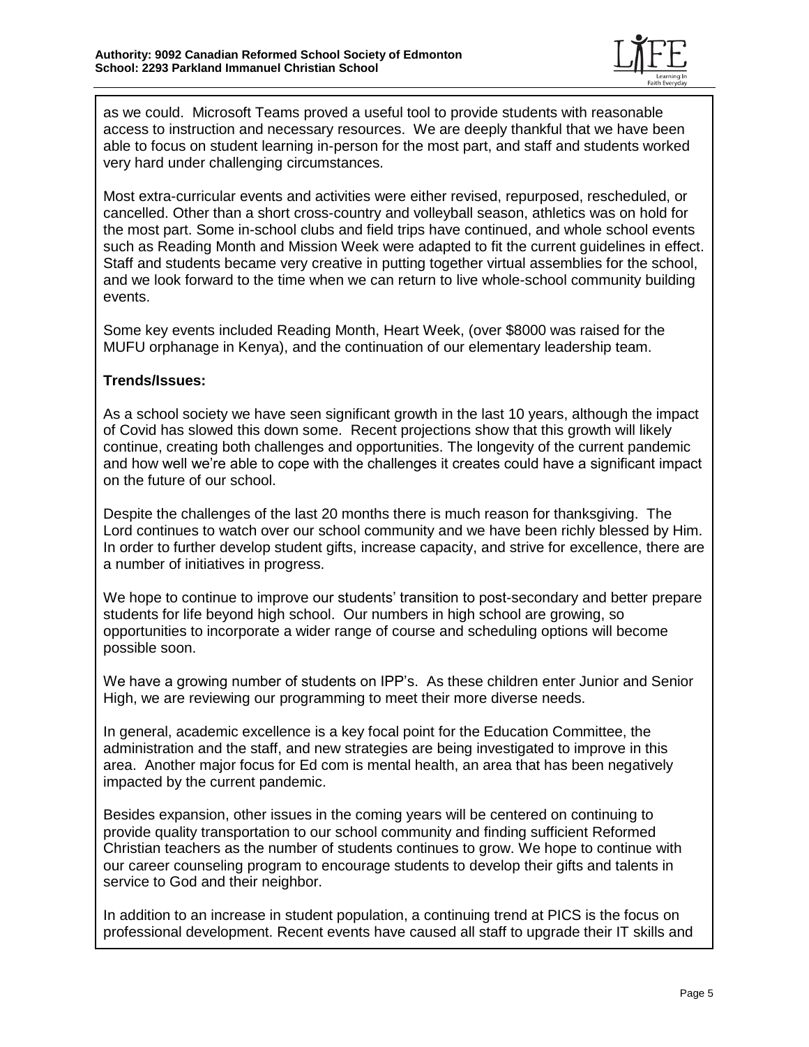as we could. Microsoft Teams proved a useful tool to provide students with reasonable access to instruction and necessary resources. We are deeply thankful that we have been able to focus on student learning in-person for the most part, and staff and students worked very hard under challenging circumstances.

Most extra-curricular events and activities were either revised, repurposed, rescheduled, or cancelled. Other than a short cross-country and volleyball season, athletics was on hold for the most part. Some in-school clubs and field trips have continued, and whole school events such as Reading Month and Mission Week were adapted to fit the current guidelines in effect. Staff and students became very creative in putting together virtual assemblies for the school, and we look forward to the time when we can return to live whole-school community building events.

Some key events included Reading Month, Heart Week, (over $8000 was raised for the MUFU orphanage in Kenya), and the continuation of our elementary leadership team.

**Trends/Issues:**

As a school society we have seen significant growth in the last 10 years, although the impact of Covid has slowed this down some. Recent projections show that this growth will likely continue, creating both challenges and opportunities. The longevity of the current pandemic and how well we're able to cope with the challenges it creates could have a significant impact on the future of our school.

Despite the challenges of the last 20 months there is much reason for thanksgiving. The Lord continues to watch over our school community and we have been richly blessed by Him. In order to further develop student gifts, increase capacity, and strive for excellence, there are a number of initiatives in progress.

We hope to continue to improve our students' transition to post-secondary and better prepare students for life beyond high school. Our numbers in high school are growing, so opportunities to incorporate a wider range of course and scheduling options will become possible soon.

We have a growing number of students on IPP's. As these children enter Junior and Senior High, we are reviewing our programming to meet their more diverse needs.

In general, academic excellence is a key focal point for the Education Committee, the administration and the staff, and new strategies are being investigated to improve in this area. Another major focus for Ed com is mental health, an area that has been negatively impacted by the current pandemic.

Besides expansion, other issues in the coming years will be centered on continuing to provide quality transportation to our school community and finding sufficient Reformed Christian teachers as the number of students continues to grow. We hope to continue with our career counseling program to encourage students to develop their gifts and talents in service to God and their neighbor.

In addition to an increase in student population, a continuing trend at PICS is the focus on professional development. Recent events have caused all staff to upgrade their IT skills and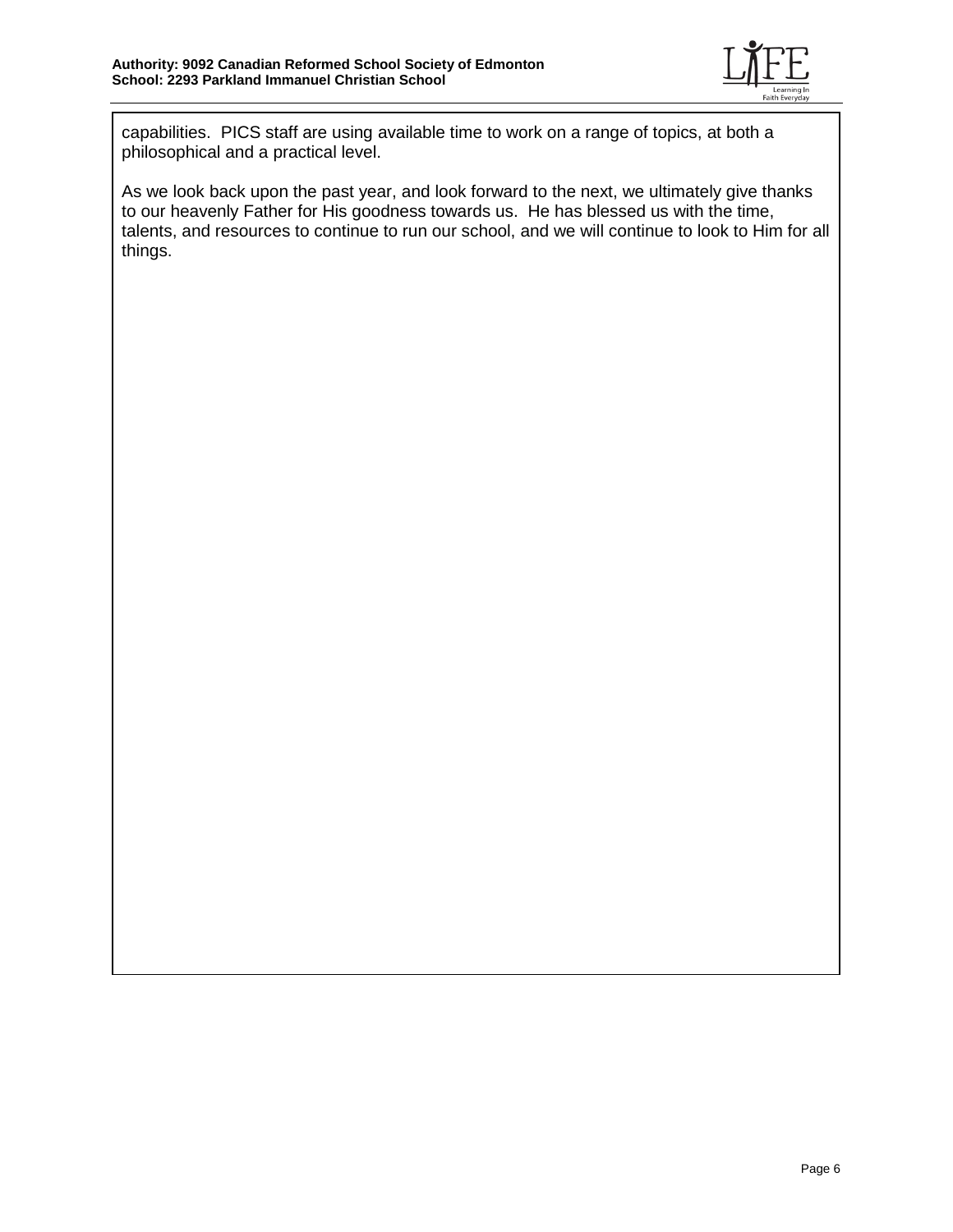capabilities.  PICS staff are using available time to work on a range of topics, at both a philosophical and a practical level.

As we look back upon the past year, and look forward to the next, we ultimately give thanks to our heavenly Father for His goodness towards us.  He has blessed us with the time, talents, and resources to continue to run our school, and we will continue to look to Him for all things.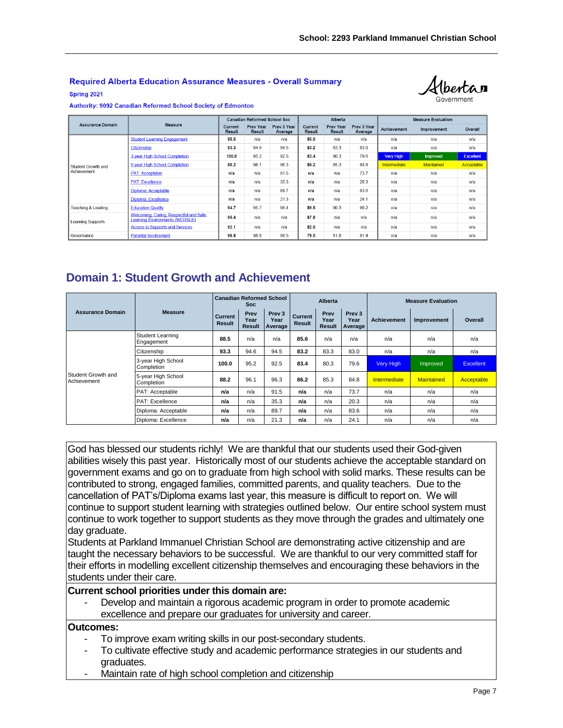School: 2293 Parkland Immanuel Christian School

### Required Alberta Education Assurance Measures - Overall Summary

**Spring 2021**

**Authority: 9092 Canadian Reformed School Society of Edmonton**

Alberta Government

| Assurance Domain | Measure | Canadian Reformed School Soc | | | Alberta | | | Measure Evaluation | | |
|---|---|---|---|---|---|---|---|---|---|---|
| | | Current Result | Prev Year Result | Prev 3 Year Average | Current Result | Prev Year Result | Prev 3 Year Average | Achievement | Improvement | Overall |
| Student Growth and Achievement | Student Learning Engagement | 88.5 | n/a | n/a | 85.6 | n/a | n/a | n/a | n/a | n/a |
| | Citizenship | 93.3 | 94.6 | 94.5 | 83.2 | 83.3 | 83.0 | n/a | n/a | n/a |
| | 3-year High School Completion | 100.0 | 95.2 | 92.5 | 83.4 | 80.3 | 79.6 | Very High | Improved | Excellent |
| | 5-year High School Completion | 88.2 | 96.1 | 96.3 | 86.2 | 85.3 | 84.8 | Intermediate | Maintained | Acceptable |
| | PAT: Acceptable | n/a | n/a | 91.5 | n/a | n/a | 73.7 | n/a | n/a | n/a |
| | PAT: Excellence | n/a | n/a | 35.3 | n/a | n/a | 20.3 | n/a | n/a | n/a |
| | Diploma: Acceptable | n/a | n/a | 89.7 | n/a | n/a | 83.6 | n/a | n/a | n/a |
| | Diploma: Excellence | n/a | n/a | 21.3 | n/a | n/a | 24.1 | n/a | n/a | n/a |
| Teaching & Leading | Education Quality | 94.7 | 95.7 | 96.4 | 89.6 | 90.3 | 90.2 | n/a | n/a | n/a |
| Learning Supports | Welcoming, Caring, Respectful and Safe Learning Environments (WCRSLE) | 95.4 | n/a | n/a | 87.8 | n/a | n/a | n/a | n/a | n/a |
| | Access to Supports and Services | 92.1 | n/a | n/a | 82.6 | n/a | n/a | n/a | n/a | n/a |
| Governance | Parental Involvement | 98.8 | 98.8 | 98.5 | 79.5 | 81.8 | 81.4 | n/a | n/a | n/a |

## Domain 1: Student Growth and Achievement

| Assurance Domain | Measure | Canadian Reformed School Soc | | | Alberta | | | Measure Evaluation | | |
|---|---|---|---|---|---|---|---|---|---|---|
| | | Current Result | Prev Year Result | Prev 3 Year Average | Current Result | Prev Year Result | Prev 3 Year Average | Achievement | Improvement | Overall |
| Student Growth and Achievement | Student Learning Engagement | 88.5 | n/a | n/a | 85.6 | n/a | n/a | n/a | n/a | n/a |
| | Citizenship | 93.3 | 94.6 | 94.5 | 83.2 | 83.3 | 83.0 | n/a | n/a | n/a |
| | 3-year High School Completion | 100.0 | 95.2 | 92.5 | 83.4 | 80.3 | 79.6 | Very High | Improved | Excellent |
| | 5-year High School Completion | 88.2 | 96.1 | 96.3 | 86.2 | 85.3 | 84.8 | Intermediate | Maintained | Acceptable |
| | PAT: Acceptable | n/a | n/a | 91.5 | n/a | n/a | 73.7 | n/a | n/a | n/a |
| | PAT: Excellence | n/a | n/a | 35.3 | n/a | n/a | 20.3 | n/a | n/a | n/a |
| | Diploma: Acceptable | n/a | n/a | 89.7 | n/a | n/a | 83.6 | n/a | n/a | n/a |
| | Diploma: Excellence | n/a | n/a | 21.3 | n/a | n/a | 24.1 | n/a | n/a | n/a |

God has blessed our students richly! We are thankful that our students used their God-given abilities wisely this past year. Historically most of our students achieve the acceptable standard on government exams and go on to graduate from high school with solid marks. These results can be contributed to strong, engaged families, committed parents, and quality teachers. Due to the cancellation of PAT's/Diploma exams last year, this measure is difficult to report on. We will continue to support student learning with strategies outlined below. Our entire school system must continue to work together to support students as they move through the grades and ultimately one day graduate.

Students at Parkland Immanuel Christian School are demonstrating active citizenship and are taught the necessary behaviors to be successful. We are thankful to our very committed staff for their efforts in modelling excellent citizenship themselves and encouraging these behaviors in the students under their care.

**Current school priorities under this domain are:**

- Develop and maintain a rigorous academic program in order to promote academic excellence and prepare our graduates for university and career.

**Outcomes:**

- To improve exam writing skills in our post-secondary students.
- To cultivate effective study and academic performance strategies in our students and graduates.
- Maintain rate of high school completion and citizenship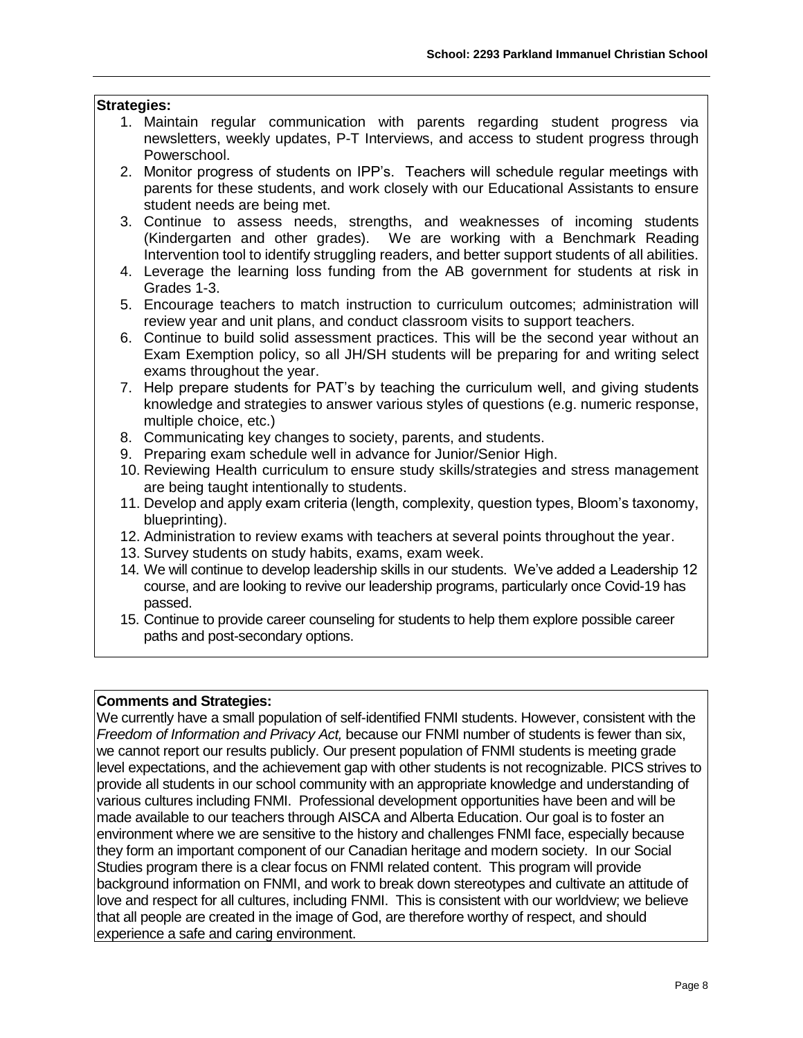**Strategies:**

1. Maintain regular communication with parents regarding student progress via newsletters, weekly updates, P-T Interviews, and access to student progress through Powerschool.
2. Monitor progress of students on IPP's. Teachers will schedule regular meetings with parents for these students, and work closely with our Educational Assistants to ensure student needs are being met.
3. Continue to assess needs, strengths, and weaknesses of incoming students (Kindergarten and other grades). We are working with a Benchmark Reading Intervention tool to identify struggling readers, and better support students of all abilities.
4. Leverage the learning loss funding from the AB government for students at risk in Grades 1-3.
5. Encourage teachers to match instruction to curriculum outcomes; administration will review year and unit plans, and conduct classroom visits to support teachers.
6. Continue to build solid assessment practices. This will be the second year without an Exam Exemption policy, so all JH/SH students will be preparing for and writing select exams throughout the year.
7. Help prepare students for PAT's by teaching the curriculum well, and giving students knowledge and strategies to answer various styles of questions (e.g. numeric response, multiple choice, etc.)
8. Communicating key changes to society, parents, and students.
9. Preparing exam schedule well in advance for Junior/Senior High.
10. Reviewing Health curriculum to ensure study skills/strategies and stress management are being taught intentionally to students.
11. Develop and apply exam criteria (length, complexity, question types, Bloom's taxonomy, blueprinting).
12. Administration to review exams with teachers at several points throughout the year.
13. Survey students on study habits, exams, exam week.
14. We will continue to develop leadership skills in our students. We've added a Leadership 12 course, and are looking to revive our leadership programs, particularly once Covid-19 has passed.
15. Continue to provide career counseling for students to help them explore possible career paths and post-secondary options.

**Comments and Strategies:**

We currently have a small population of self-identified FNMI students. However, consistent with the *Freedom of Information and Privacy Act,* because our FNMI number of students is fewer than six, we cannot report our results publicly. Our present population of FNMI students is meeting grade level expectations, and the achievement gap with other students is not recognizable. PICS strives to provide all students in our school community with an appropriate knowledge and understanding of various cultures including FNMI. Professional development opportunities have been and will be made available to our teachers through AISCA and Alberta Education. Our goal is to foster an environment where we are sensitive to the history and challenges FNMI face, especially because they form an important component of our Canadian heritage and modern society. In our Social Studies program there is a clear focus on FNMI related content. This program will provide background information on FNMI, and work to break down stereotypes and cultivate an attitude of love and respect for all cultures, including FNMI. This is consistent with our worldview; we believe that all people are created in the image of God, are therefore worthy of respect, and should experience a safe and caring environment.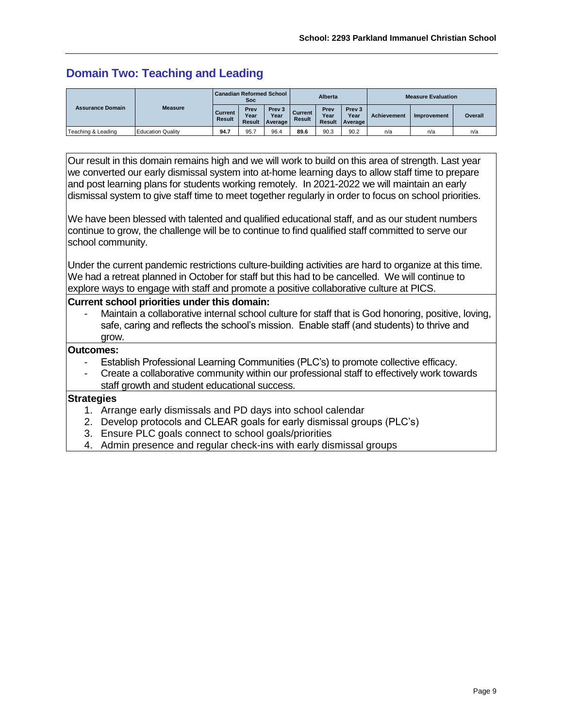## Domain Two: Teaching and Leading

| Assurance Domain | Measure | Canadian Reformed School Soc | | | Alberta | | | Measure Evaluation | | |
|---|---|---|---|---|---|---|---|---|---|---|
| | | Current Result | Prev Year Result | Prev 3 Year Average | Current Result | Prev Year Result | Prev 3 Year Average | Achievement | Improvement | Overall |
| Teaching & Leading | Education Quality | **94.7** | 95.7 | 96.4 | **89.6** | 90.3 | 90.2 | n/a | n/a | n/a |

Our result in this domain remains high and we will work to build on this area of strength. Last year we converted our early dismissal system into at-home learning days to allow staff time to prepare and post learning plans for students working remotely. In 2021-2022 we will maintain an early dismissal system to give staff time to meet together regularly in order to focus on school priorities.

We have been blessed with talented and qualified educational staff, and as our student numbers continue to grow, the challenge will be to continue to find qualified staff committed to serve our school community.

Under the current pandemic restrictions culture-building activities are hard to organize at this time. We had a retreat planned in October for staff but this had to be cancelled. We will continue to explore ways to engage with staff and promote a positive collaborative culture at PICS.

**Current school priorities under this domain:**

- Maintain a collaborative internal school culture for staff that is God honoring, positive, loving, safe, caring and reflects the school's mission. Enable staff (and students) to thrive and grow.

**Outcomes:**

- Establish Professional Learning Communities (PLC's) to promote collective efficacy.
- Create a collaborative community within our professional staff to effectively work towards staff growth and student educational success.

**Strategies**

1. Arrange early dismissals and PD days into school calendar
2. Develop protocols and CLEAR goals for early dismissal groups (PLC's)
3. Ensure PLC goals connect to school goals/priorities
4. Admin presence and regular check-ins with early dismissal groups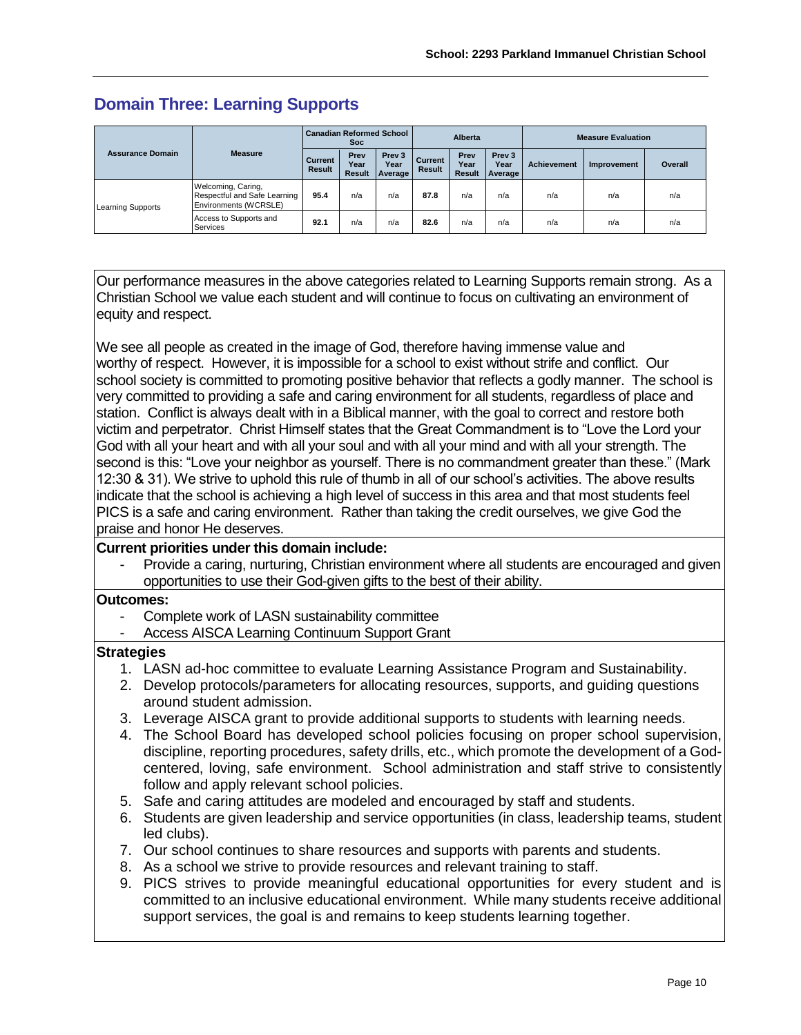## Domain Three: Learning Supports

| Assurance Domain | Measure | Canadian Reformed School Soc | | | Alberta | | | Measure Evaluation | | |
|---|---|---|---|---|---|---|---|---|---|---|
| | | Current Result | Prev Year Result | Prev 3 Year Average | Current Result | Prev Year Result | Prev 3 Year Average | Achievement | Improvement | Overall |
| Learning Supports | Welcoming, Caring, Respectful and Safe Learning Environments (WCRSLE) | 95.4 | n/a | n/a | 87.8 | n/a | n/a | n/a | n/a | n/a |
| | Access to Supports and Services | 92.1 | n/a | n/a | 82.6 | n/a | n/a | n/a | n/a | n/a |

Our performance measures in the above categories related to Learning Supports remain strong. As a Christian School we value each student and will continue to focus on cultivating an environment of equity and respect.

We see all people as created in the image of God, therefore having immense value and worthy of respect. However, it is impossible for a school to exist without strife and conflict. Our school society is committed to promoting positive behavior that reflects a godly manner. The school is very committed to providing a safe and caring environment for all students, regardless of place and station. Conflict is always dealt with in a Biblical manner, with the goal to correct and restore both victim and perpetrator. Christ Himself states that the Great Commandment is to "Love the Lord your God with all your heart and with all your soul and with all your mind and with all your strength. The second is this: "Love your neighbor as yourself. There is no commandment greater than these." (Mark 12:30 & 31). We strive to uphold this rule of thumb in all of our school's activities. The above results indicate that the school is achieving a high level of success in this area and that most students feel PICS is a safe and caring environment. Rather than taking the credit ourselves, we give God the praise and honor He deserves.

**Current priorities under this domain include:**

- Provide a caring, nurturing, Christian environment where all students are encouraged and given opportunities to use their God-given gifts to the best of their ability.

**Outcomes:**

- Complete work of LASN sustainability committee
- Access AISCA Learning Continuum Support Grant

**Strategies**

1. LASN ad-hoc committee to evaluate Learning Assistance Program and Sustainability.
2. Develop protocols/parameters for allocating resources, supports, and guiding questions around student admission.
3. Leverage AISCA grant to provide additional supports to students with learning needs.
4. The School Board has developed school policies focusing on proper school supervision, discipline, reporting procedures, safety drills, etc., which promote the development of a God-centered, loving, safe environment. School administration and staff strive to consistently follow and apply relevant school policies.
5. Safe and caring attitudes are modeled and encouraged by staff and students.
6. Students are given leadership and service opportunities (in class, leadership teams, student led clubs).
7. Our school continues to share resources and supports with parents and students.
8. As a school we strive to provide resources and relevant training to staff.
9. PICS strives to provide meaningful educational opportunities for every student and is committed to an inclusive educational environment. While many students receive additional support services, the goal is and remains to keep students learning together.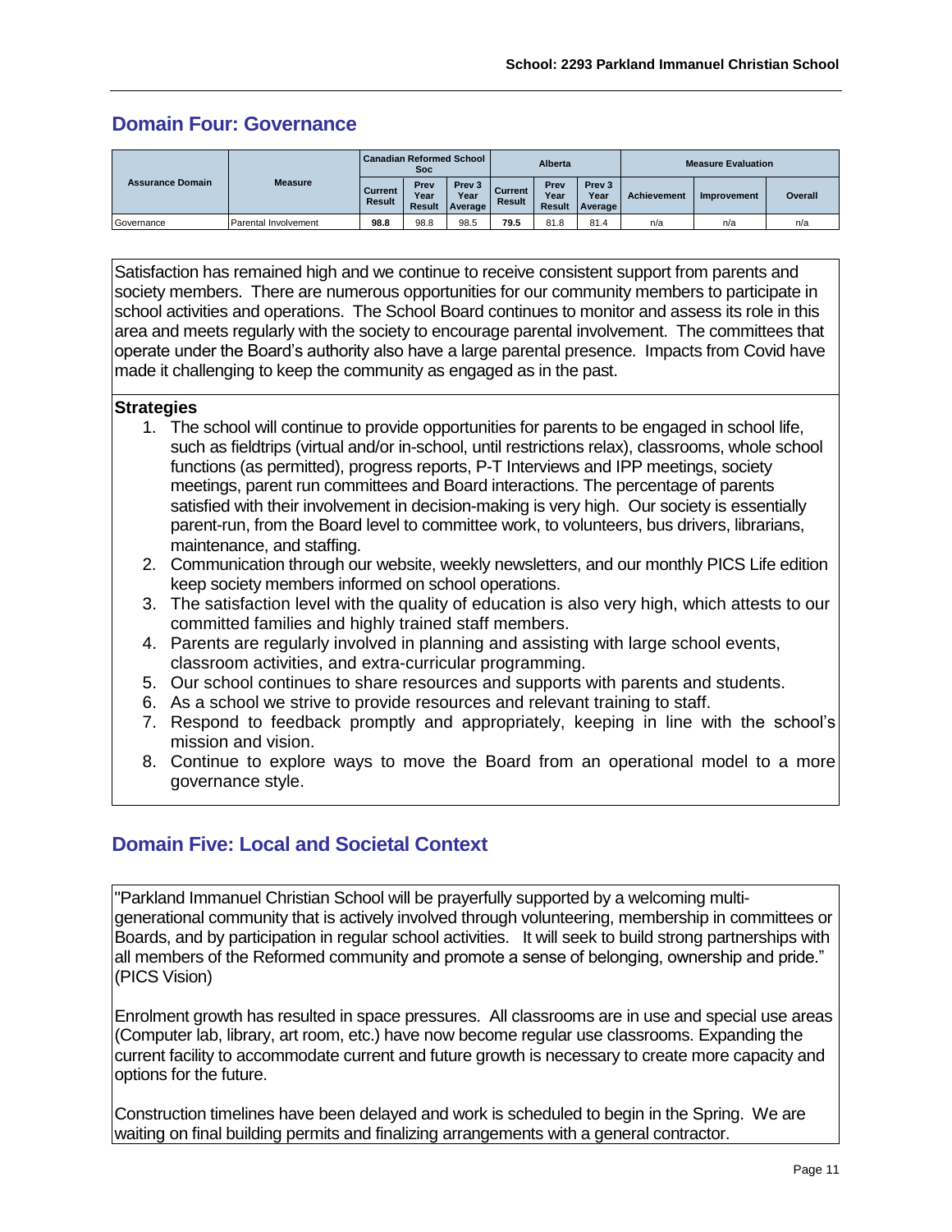## Domain Four: Governance

| Assurance Domain | Measure | Canadian Reformed School Soc | | | Alberta | | | Measure Evaluation | | |
|---|---|---|---|---|---|---|---|---|---|---|
| | | Current Result | Prev Year Result | Prev 3 Year Average | Current Result | Prev Year Result | Prev 3 Year Average | Achievement | Improvement | Overall |
| Governance | Parental Involvement | **98.8** | 98.8 | 98.5 | **79.5** | 81.8 | 81.4 | n/a | n/a | n/a |

Satisfaction has remained high and we continue to receive consistent support from parents and society members. There are numerous opportunities for our community members to participate in school activities and operations. The School Board continues to monitor and assess its role in this area and meets regularly with the society to encourage parental involvement. The committees that operate under the Board's authority also have a large parental presence. Impacts from Covid have made it challenging to keep the community as engaged as in the past.

**Strategies**

1. The school will continue to provide opportunities for parents to be engaged in school life, such as fieldtrips (virtual and/or in-school, until restrictions relax), classrooms, whole school functions (as permitted), progress reports, P-T Interviews and IPP meetings, society meetings, parent run committees and Board interactions. The percentage of parents satisfied with their involvement in decision-making is very high. Our society is essentially parent-run, from the Board level to committee work, to volunteers, bus drivers, librarians, maintenance, and staffing.
2. Communication through our website, weekly newsletters, and our monthly PICS Life edition keep society members informed on school operations.
3. The satisfaction level with the quality of education is also very high, which attests to our committed families and highly trained staff members.
4. Parents are regularly involved in planning and assisting with large school events, classroom activities, and extra-curricular programming.
5. Our school continues to share resources and supports with parents and students.
6. As a school we strive to provide resources and relevant training to staff.
7. Respond to feedback promptly and appropriately, keeping in line with the school's mission and vision.
8. Continue to explore ways to move the Board from an operational model to a more governance style.

## Domain Five: Local and Societal Context

"Parkland Immanuel Christian School will be prayerfully supported by a welcoming multi-generational community that is actively involved through volunteering, membership in committees or Boards, and by participation in regular school activities. It will seek to build strong partnerships with all members of the Reformed community and promote a sense of belonging, ownership and pride." (PICS Vision)

Enrolment growth has resulted in space pressures. All classrooms are in use and special use areas (Computer lab, library, art room, etc.) have now become regular use classrooms. Expanding the current facility to accommodate current and future growth is necessary to create more capacity and options for the future.

Construction timelines have been delayed and work is scheduled to begin in the Spring. We are waiting on final building permits and finalizing arrangements with a general contractor.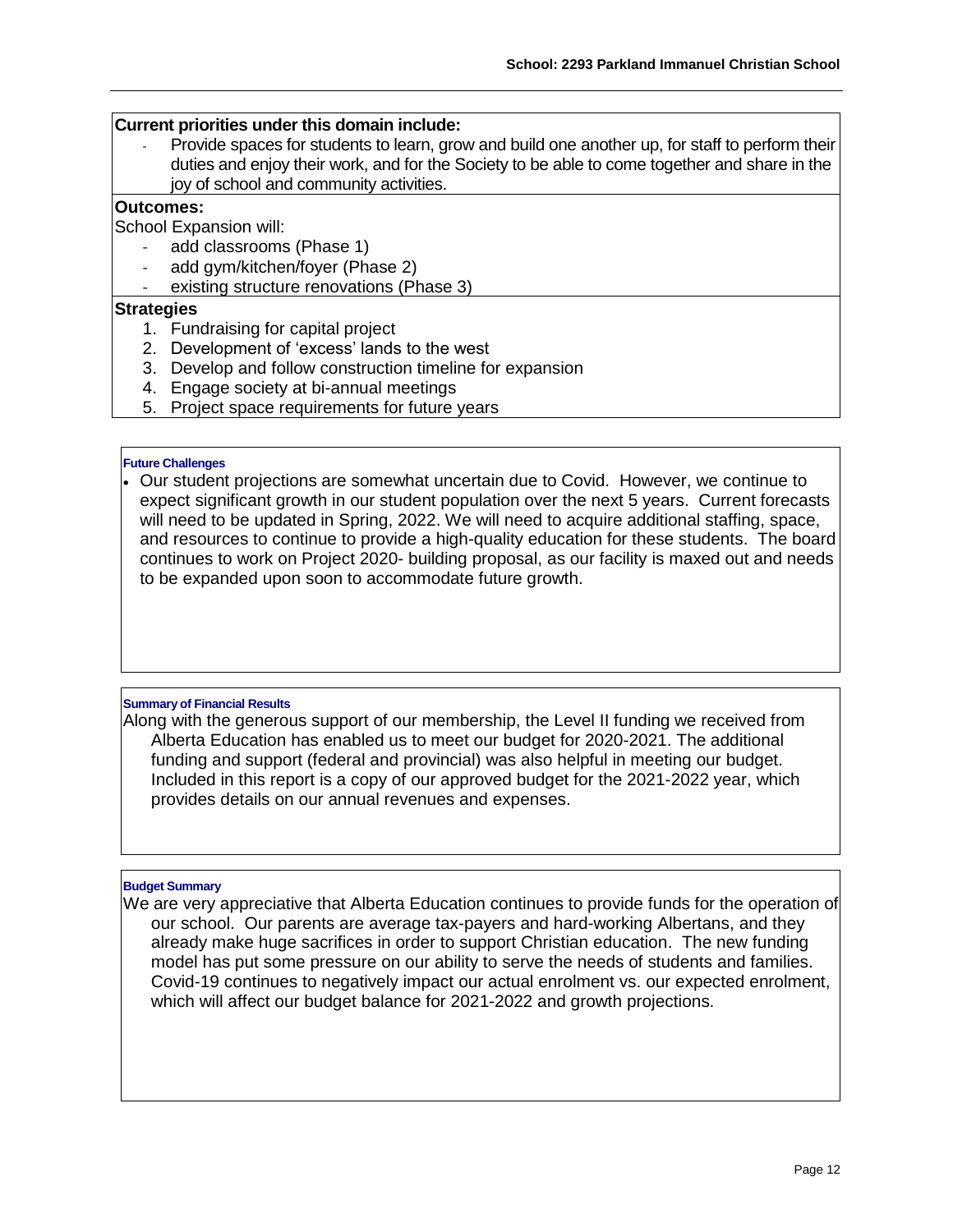**Current priorities under this domain include:**

- Provide spaces for students to learn, grow and build one another up, for staff to perform their duties and enjoy their work, and for the Society to be able to come together and share in the joy of school and community activities.

**Outcomes:**

School Expansion will:

- add classrooms (Phase 1)
- add gym/kitchen/foyer (Phase 2)
- existing structure renovations (Phase 3)

**Strategies**

1. Fundraising for capital project
2. Development of 'excess' lands to the west
3. Develop and follow construction timeline for expansion
4. Engage society at bi-annual meetings
5. Project space requirements for future years

**Future Challenges**

- Our student projections are somewhat uncertain due to Covid. However, we continue to expect significant growth in our student population over the next 5 years. Current forecasts will need to be updated in Spring, 2022. We will need to acquire additional staffing, space, and resources to continue to provide a high-quality education for these students. The board continues to work on Project 2020- building proposal, as our facility is maxed out and needs to be expanded upon soon to accommodate future growth.

**Summary of Financial Results**

Along with the generous support of our membership, the Level II funding we received from Alberta Education has enabled us to meet our budget for 2020-2021. The additional funding and support (federal and provincial) was also helpful in meeting our budget. Included in this report is a copy of our approved budget for the 2021-2022 year, which provides details on our annual revenues and expenses.

**Budget Summary**

We are very appreciative that Alberta Education continues to provide funds for the operation of our school. Our parents are average tax-payers and hard-working Albertans, and they already make huge sacrifices in order to support Christian education. The new funding model has put some pressure on our ability to serve the needs of students and families. Covid-19 continues to negatively impact our actual enrolment vs. our expected enrolment, which will affect our budget balance for 2021-2022 and growth projections.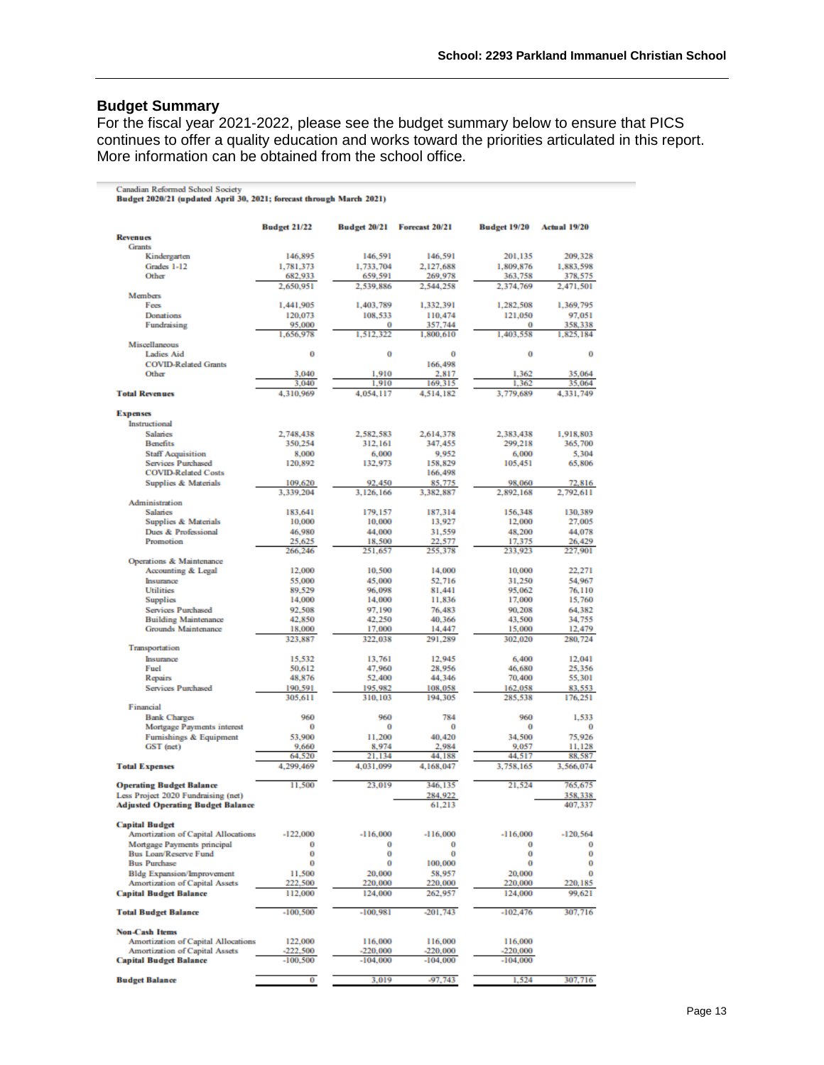## Budget Summary

For the fiscal year 2021-2022, please see the budget summary below to ensure that PICS continues to offer a quality education and works toward the priorities articulated in this report. More information can be obtained from the school office.

Canadian Reformed School Society
**Budget 2020/21 (updated April 30, 2021; forecast through March 2021)**

| | Budget 21/22 | Budget 20/21 | Forecast 20/21 | Budget 19/20 | Actual 19/20 |
|---|---|---|---|---|---|
| **Revenues** | | | | | |
| Grants | | | | | |
| Kindergarten | 146,895 | 146,591 | 146,591 | 201,135 | 209,328 |
| Grades 1-12 | 1,781,373 | 1,733,704 | 2,127,688 | 1,809,876 | 1,883,598 |
| Other | 682,933 | 659,591 | 269,978 | 363,758 | 378,575 |
| | 2,650,951 | 2,539,886 | 2,544,258 | 2,374,769 | 2,471,501 |
| Members | | | | | |
| Fees | 1,441,905 | 1,403,789 | 1,332,391 | 1,282,508 | 1,369,795 |
| Donations | 120,073 | 108,533 | 110,474 | 121,050 | 97,051 |
| Fundraising | 95,000 | 0 | 357,744 | 0 | 358,338 |
| | 1,656,978 | 1,512,322 | 1,800,610 | 1,403,558 | 1,825,184 |
| Miscellaneous | | | | | |
| Ladies Aid | 0 | 0 | 0 | 0 | 0 |
| COVID-Related Grants | | | 166,498 | | |
| Other | 3,040 | 1,910 | 2,817 | 1,362 | 35,064 |
| | 3,040 | 1,910 | 169,315 | 1,362 | 35,064 |
| **Total Revenues** | 4,310,969 | 4,054,117 | 4,514,182 | 3,779,689 | 4,331,749 |
| **Expenses** | | | | | |
| Instructional | | | | | |
| Salaries | 2,748,438 | 2,582,583 | 2,614,378 | 2,383,438 | 1,918,803 |
| Benefits | 350,254 | 312,161 | 347,455 | 299,218 | 365,700 |
| Staff Acquisition | 8,000 | 6,000 | 9,952 | 6,000 | 5,304 |
| Services Purchased | 120,892 | 132,973 | 158,829 | 105,451 | 65,806 |
| COVID-Related Costs | | | 166,498 | | |
| Supplies & Materials | 109,620 | 92,450 | 85,775 | 98,060 | 72,816 |
| | 3,339,204 | 3,126,166 | 3,382,887 | 2,892,168 | 2,792,611 |
| Administration | | | | | |
| Salaries | 183,641 | 179,157 | 187,314 | 156,348 | 130,389 |
| Supplies & Materials | 10,000 | 10,000 | 13,927 | 12,000 | 27,005 |
| Dues & Professional | 46,980 | 44,000 | 31,559 | 48,200 | 44,078 |
| Promotion | 25,625 | 18,500 | 22,577 | 17,375 | 26,429 |
| | 266,246 | 251,657 | 255,378 | 233,923 | 227,901 |
| Operations & Maintenance | | | | | |
| Accounting & Legal | 12,000 | 10,500 | 14,000 | 10,000 | 22,271 |
| Insurance | 55,000 | 45,000 | 52,716 | 31,250 | 54,967 |
| Utilities | 89,529 | 96,098 | 81,441 | 95,062 | 76,110 |
| Supplies | 14,000 | 14,000 | 11,836 | 17,000 | 15,760 |
| Services Purchased | 92,508 | 97,190 | 76,483 | 90,208 | 64,382 |
| Building Maintenance | 42,850 | 42,250 | 40,366 | 43,500 | 34,755 |
| Grounds Maintenance | 18,000 | 17,000 | 14,447 | 15,000 | 12,479 |
| | 323,887 | 322,038 | 291,289 | 302,020 | 280,724 |
| Transportation | | | | | |
| Insurance | 15,532 | 13,761 | 12,945 | 6,400 | 12,041 |
| Fuel | 50,612 | 47,960 | 28,956 | 46,680 | 25,356 |
| Repairs | 48,876 | 52,400 | 44,346 | 70,400 | 55,301 |
| Services Purchased | 190,591 | 195,982 | 108,058 | 162,058 | 83,553 |
| | 305,611 | 310,103 | 194,305 | 285,538 | 176,251 |
| Financial | | | | | |
| Bank Charges | 960 | 960 | 784 | 960 | 1,533 |
| Mortgage Payments interest | 0 | 0 | 0 | 0 | 0 |
| Furnishings & Equipment | 53,900 | 11,200 | 40,420 | 34,500 | 75,926 |
| GST (net) | 9,660 | 8,974 | 2,984 | 9,057 | 11,128 |
| | 64,520 | 21,134 | 44,188 | 44,517 | 88,587 |
| **Total Expenses** | 4,299,469 | 4,031,099 | 4,168,047 | 3,758,165 | 3,566,074 |
| **Operating Budget Balance** | 11,500 | 23,019 | 346,135 | 21,524 | 765,675 |
| Less Project 2020 Fundraising (net) | | | 284,922 | | 358,338 |
| **Adjusted Operating Budget Balance** | | | 61,213 | | 407,337 |
| **Capital Budget** | | | | | |
| Amortization of Capital Allocations | -122,000 | -116,000 | -116,000 | -116,000 | -120,564 |
| Mortgage Payments principal | 0 | 0 | 0 | 0 | 0 |
| Bus Loan/Reserve Fund | 0 | 0 | 0 | 0 | 0 |
| Bus Purchase | 0 | 0 | 100,000 | 0 | 0 |
| Bldg Expansion/Improvement | 11,500 | 20,000 | 58,957 | 20,000 | 0 |
| Amortization of Capital Assets | 222,500 | 220,000 | 220,000 | 220,000 | 220,185 |
| **Capital Budget Balance** | 112,000 | 124,000 | 262,957 | 124,000 | 99,621 |
| **Total Budget Balance** | -100,500 | -100,981 | -201,743 | -102,476 | 307,716 |
| **Non-Cash Items** | | | | | |
| Amortization of Capital Allocations | 122,000 | 116,000 | 116,000 | 116,000 | |
| Amortization of Capital Assets | -222,500 | -220,000 | -220,000 | -220,000 | |
| **Capital Budget Balance** | -100,500 | -104,000 | -104,000 | -104,000 | |
| **Budget Balance** | 0 | 3,019 | -97,743 | 1,524 | 307,716 |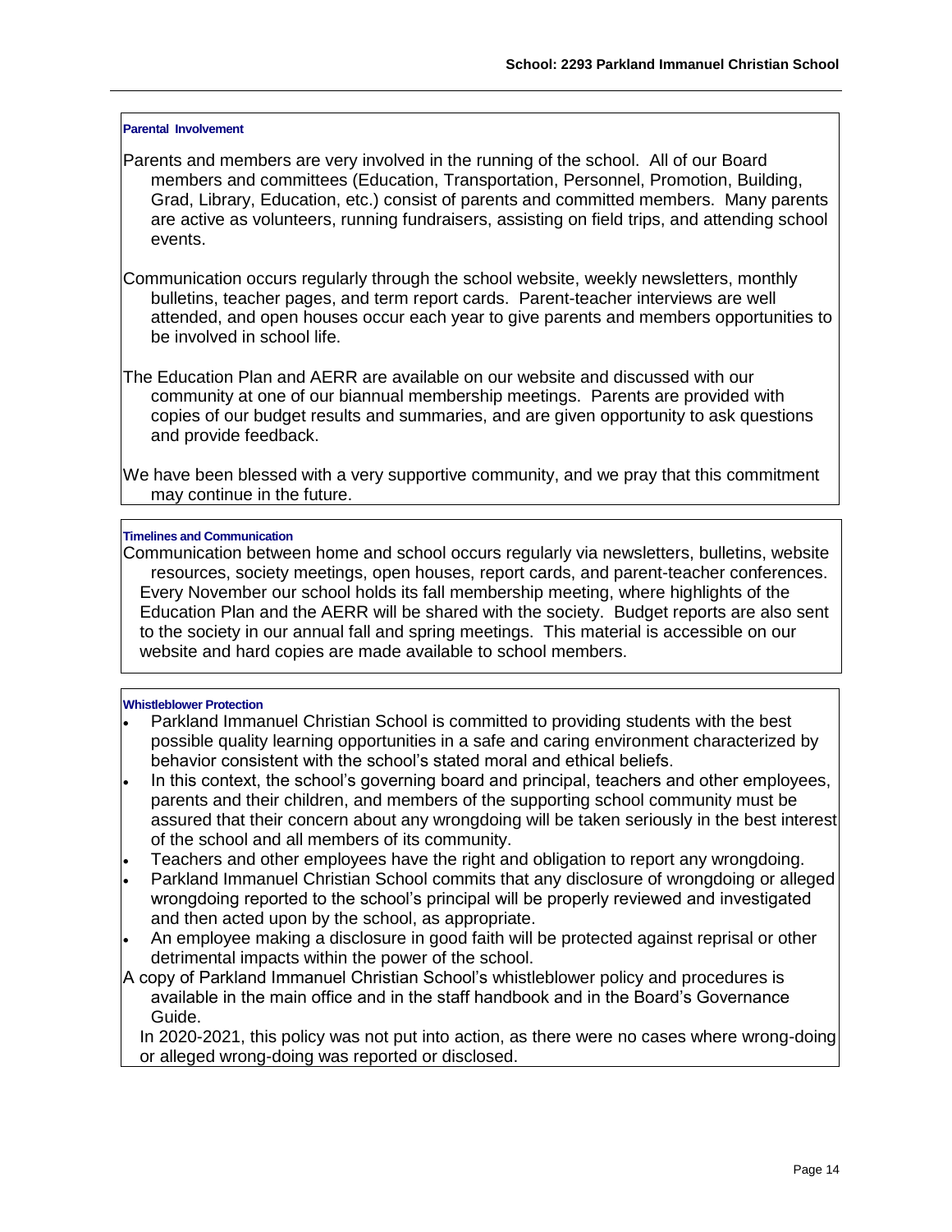### Parental Involvement

Parents and members are very involved in the running of the school. All of our Board members and committees (Education, Transportation, Personnel, Promotion, Building, Grad, Library, Education, etc.) consist of parents and committed members. Many parents are active as volunteers, running fundraisers, assisting on field trips, and attending school events.

Communication occurs regularly through the school website, weekly newsletters, monthly bulletins, teacher pages, and term report cards. Parent-teacher interviews are well attended, and open houses occur each year to give parents and members opportunities to be involved in school life.

The Education Plan and AERR are available on our website and discussed with our community at one of our biannual membership meetings. Parents are provided with copies of our budget results and summaries, and are given opportunity to ask questions and provide feedback.

We have been blessed with a very supportive community, and we pray that this commitment may continue in the future.

### Timelines and Communication

Communication between home and school occurs regularly via newsletters, bulletins, website resources, society meetings, open houses, report cards, and parent-teacher conferences. Every November our school holds its fall membership meeting, where highlights of the Education Plan and the AERR will be shared with the society. Budget reports are also sent to the society in our annual fall and spring meetings. This material is accessible on our website and hard copies are made available to school members.

### Whistleblower Protection

- Parkland Immanuel Christian School is committed to providing students with the best possible quality learning opportunities in a safe and caring environment characterized by behavior consistent with the school's stated moral and ethical beliefs.
- In this context, the school's governing board and principal, teachers and other employees, parents and their children, and members of the supporting school community must be assured that their concern about any wrongdoing will be taken seriously in the best interest of the school and all members of its community.
- Teachers and other employees have the right and obligation to report any wrongdoing.
- Parkland Immanuel Christian School commits that any disclosure of wrongdoing or alleged wrongdoing reported to the school's principal will be properly reviewed and investigated and then acted upon by the school, as appropriate.
- An employee making a disclosure in good faith will be protected against reprisal or other detrimental impacts within the power of the school.

A copy of Parkland Immanuel Christian School's whistleblower policy and procedures is available in the main office and in the staff handbook and in the Board's Governance Guide.

In 2020-2021, this policy was not put into action, as there were no cases where wrong-doing or alleged wrong-doing was reported or disclosed.